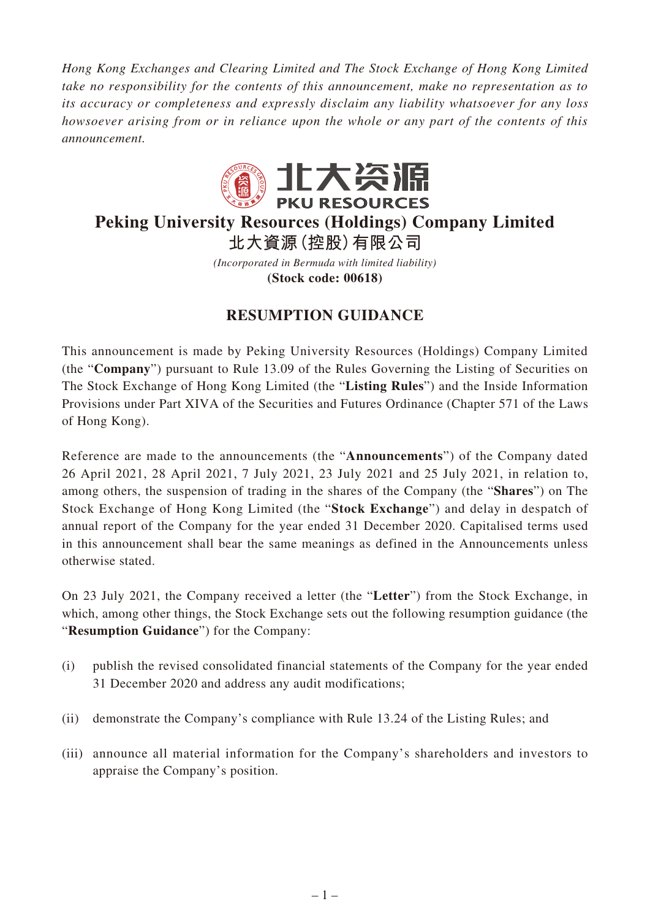*Hong Kong Exchanges and Clearing Limited and The Stock Exchange of Hong Kong Limited take no responsibility for the contents of this announcement, make no representation as to its accuracy or completeness and expressly disclaim any liability whatsoever for any loss howsoever arising from or in reliance upon the whole or any part of the contents of this announcement.*

北大资源
PKU RESOURCES

# Peking University Resources (Holdings) Company Limited

# 北大資源(控股)有限公司

*(Incorporated in Bermuda with limited liability)*

**(Stock code: 00618)**

## RESUMPTION GUIDANCE

This announcement is made by Peking University Resources (Holdings) Company Limited (the "**Company**") pursuant to Rule 13.09 of the Rules Governing the Listing of Securities on The Stock Exchange of Hong Kong Limited (the "**Listing Rules**") and the Inside Information Provisions under Part XIVA of the Securities and Futures Ordinance (Chapter 571 of the Laws of Hong Kong).

Reference are made to the announcements (the "**Announcements**") of the Company dated 26 April 2021, 28 April 2021, 7 July 2021, 23 July 2021 and 25 July 2021, in relation to, among others, the suspension of trading in the shares of the Company (the "**Shares**") on The Stock Exchange of Hong Kong Limited (the "**Stock Exchange**") and delay in despatch of annual report of the Company for the year ended 31 December 2020. Capitalised terms used in this announcement shall bear the same meanings as defined in the Announcements unless otherwise stated.

On 23 July 2021, the Company received a letter (the "**Letter**") from the Stock Exchange, in which, among other things, the Stock Exchange sets out the following resumption guidance (the "**Resumption Guidance**") for the Company:

(i) publish the revised consolidated financial statements of the Company for the year ended 31 December 2020 and address any audit modifications;

(ii) demonstrate the Company's compliance with Rule 13.24 of the Listing Rules; and

(iii) announce all material information for the Company's shareholders and investors to appraise the Company's position.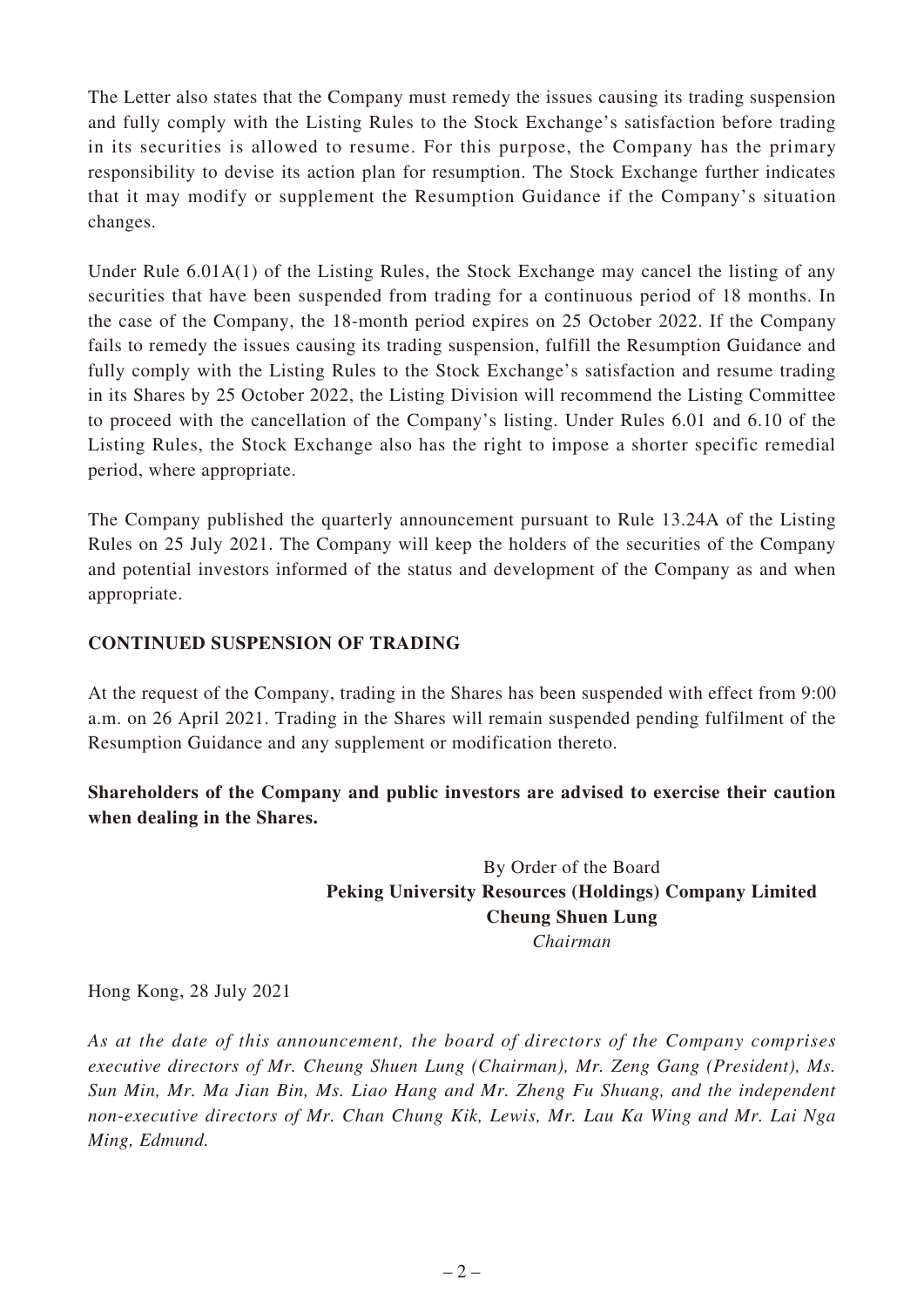The Letter also states that the Company must remedy the issues causing its trading suspension and fully comply with the Listing Rules to the Stock Exchange's satisfaction before trading in its securities is allowed to resume. For this purpose, the Company has the primary responsibility to devise its action plan for resumption. The Stock Exchange further indicates that it may modify or supplement the Resumption Guidance if the Company's situation changes.

Under Rule 6.01A(1) of the Listing Rules, the Stock Exchange may cancel the listing of any securities that have been suspended from trading for a continuous period of 18 months. In the case of the Company, the 18-month period expires on 25 October 2022. If the Company fails to remedy the issues causing its trading suspension, fulfill the Resumption Guidance and fully comply with the Listing Rules to the Stock Exchange's satisfaction and resume trading in its Shares by 25 October 2022, the Listing Division will recommend the Listing Committee to proceed with the cancellation of the Company's listing. Under Rules 6.01 and 6.10 of the Listing Rules, the Stock Exchange also has the right to impose a shorter specific remedial period, where appropriate.

The Company published the quarterly announcement pursuant to Rule 13.24A of the Listing Rules on 25 July 2021. The Company will keep the holders of the securities of the Company and potential investors informed of the status and development of the Company as and when appropriate.

**CONTINUED SUSPENSION OF TRADING**

At the request of the Company, trading in the Shares has been suspended with effect from 9:00 a.m. on 26 April 2021. Trading in the Shares will remain suspended pending fulfilment of the Resumption Guidance and any supplement or modification thereto.

**Shareholders of the Company and public investors are advised to exercise their caution when dealing in the Shares.**

By Order of the Board
**Peking University Resources (Holdings) Company Limited**
**Cheung Shuen Lung**
*Chairman*

Hong Kong, 28 July 2021

*As at the date of this announcement, the board of directors of the Company comprises executive directors of Mr. Cheung Shuen Lung (Chairman), Mr. Zeng Gang (President), Ms. Sun Min, Mr. Ma Jian Bin, Ms. Liao Hang and Mr. Zheng Fu Shuang, and the independent non-executive directors of Mr. Chan Chung Kik, Lewis, Mr. Lau Ka Wing and Mr. Lai Nga Ming, Edmund.*